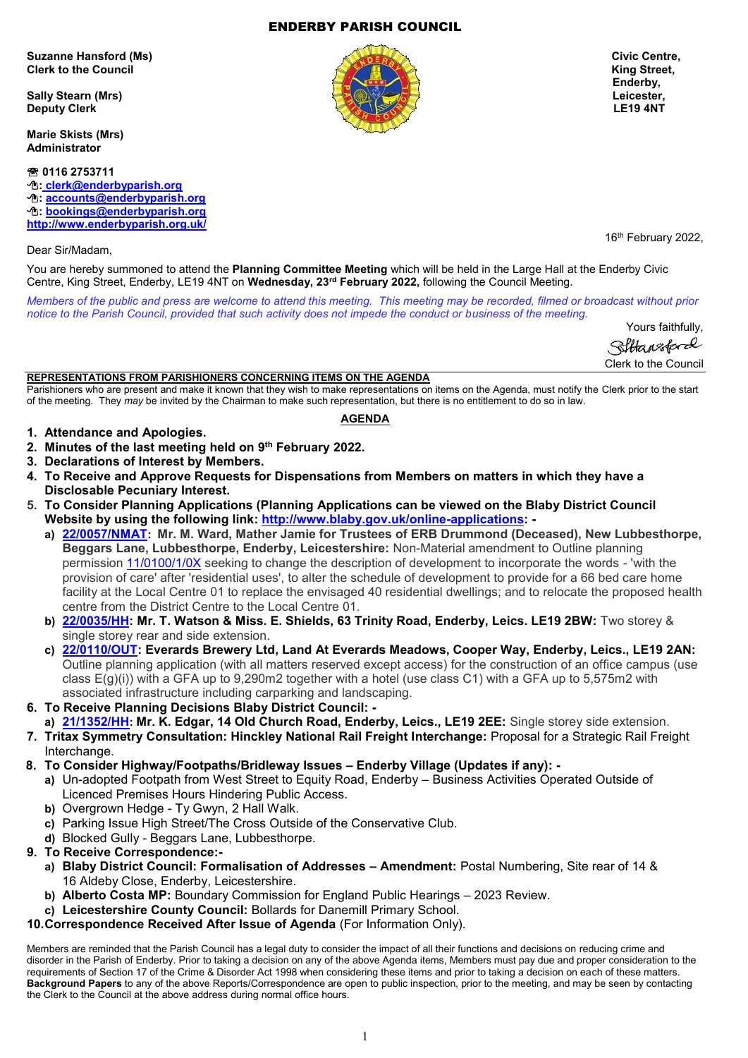# ENDERBY PARISH COUNCIL

**Suzanne Hansford (Ms)**
**Clerk to the Council**

**Sally Stearn (Mrs)**
**Deputy Clerk**

**Marie Skists (Mrs)**
**Administrator**

☎ **0116 2753711**
✉: **clerk@enderbyparish.org**
✉: **accounts@enderbyparish.org**
✉: **bookings@enderbyparish.org**
**http://www.enderbyparish.org.uk/**

**Civic Centre,**
**King Street,**
**Enderby,**
**Leicester,**
**LE19 4NT**

16th February 2022,

Dear Sir/Madam,

You are hereby summoned to attend the **Planning Committee Meeting** which will be held in the Large Hall at the Enderby Civic Centre, King Street, Enderby, LE19 4NT on **Wednesday, 23rd February 2022,** following the Council Meeting.

*Members of the public and press are welcome to attend this meeting. This meeting may be recorded, filmed or broadcast without prior notice to the Parish Council, provided that such activity does not impede the conduct or business of the meeting.*

Yours faithfully,

SHansford

Clerk to the Council

**REPRESENTATIONS FROM PARISHIONERS CONCERNING ITEMS ON THE AGENDA**

Parishioners who are present and make it known that they wish to make representations on items on the Agenda, must notify the Clerk prior to the start of the meeting. They *may* be invited by the Chairman to make such representation, but there is no entitlement to do so in law.

## AGENDA

1. **Attendance and Apologies.**
2. **Minutes of the last meeting held on 9th February 2022.**
3. **Declarations of Interest by Members.**
4. **To Receive and Approve Requests for Dispensations from Members on matters in which they have a Disclosable Pecuniary Interest.**
5. **To Consider Planning Applications (Planning Applications can be viewed on the Blaby District Council Website by using the following link: http://www.blaby.gov.uk/online-applications: -**
   a) **22/0057/NMAT: Mr. M. Ward, Mather Jamie for Trustees of ERB Drummond (Deceased), New Lubbesthorpe, Beggars Lane, Lubbesthorpe, Enderby, Leicestershire:** Non-Material amendment to Outline planning permission 11/0100/1/0X seeking to change the description of development to incorporate the words - 'with the provision of care' after 'residential uses', to alter the schedule of development to provide for a 66 bed care home facility at the Local Centre 01 to replace the envisaged 40 residential dwellings; and to relocate the proposed health centre from the District Centre to the Local Centre 01.
   b) **22/0035/HH: Mr. T. Watson & Miss. E. Shields, 63 Trinity Road, Enderby, Leics. LE19 2BW:** Two storey & single storey rear and side extension.
   c) **22/0110/OUT: Everards Brewery Ltd, Land At Everards Meadows, Cooper Way, Enderby, Leics., LE19 2AN:** Outline planning application (with all matters reserved except access) for the construction of an office campus (use class E(g)(i)) with a GFA up to 9,290m2 together with a hotel (use class C1) with a GFA up to 5,575m2 with associated infrastructure including carparking and landscaping.
6. **To Receive Planning Decisions Blaby District Council: -**
   a) **21/1352/HH: Mr. K. Edgar, 14 Old Church Road, Enderby, Leics., LE19 2EE:** Single storey side extension.
7. **Tritax Symmetry Consultation: Hinckley National Rail Freight Interchange:** Proposal for a Strategic Rail Freight Interchange.
8. **To Consider Highway/Footpaths/Bridleway Issues – Enderby Village (Updates if any): -**
   a) Un-adopted Footpath from West Street to Equity Road, Enderby – Business Activities Operated Outside of Licenced Premises Hours Hindering Public Access.
   b) Overgrown Hedge - Ty Gwyn, 2 Hall Walk.
   c) Parking Issue High Street/The Cross Outside of the Conservative Club.
   d) Blocked Gully - Beggars Lane, Lubbesthorpe.
9. **To Receive Correspondence:-**
   a) **Blaby District Council: Formalisation of Addresses – Amendment:** Postal Numbering, Site rear of 14 & 16 Aldeby Close, Enderby, Leicestershire.
   b) **Alberto Costa MP:** Boundary Commission for England Public Hearings – 2023 Review.
   c) **Leicestershire County Council:** Bollards for Danemill Primary School.
10. **Correspondence Received After Issue of Agenda** (For Information Only).

Members are reminded that the Parish Council has a legal duty to consider the impact of all their functions and decisions on reducing crime and disorder in the Parish of Enderby. Prior to taking a decision on any of the above Agenda items, Members must pay due and proper consideration to the requirements of Section 17 of the Crime & Disorder Act 1998 when considering these items and prior to taking a decision on each of these matters. **Background Papers** to any of the above Reports/Correspondence are open to public inspection, prior to the meeting, and may be seen by contacting the Clerk to the Council at the above address during normal office hours.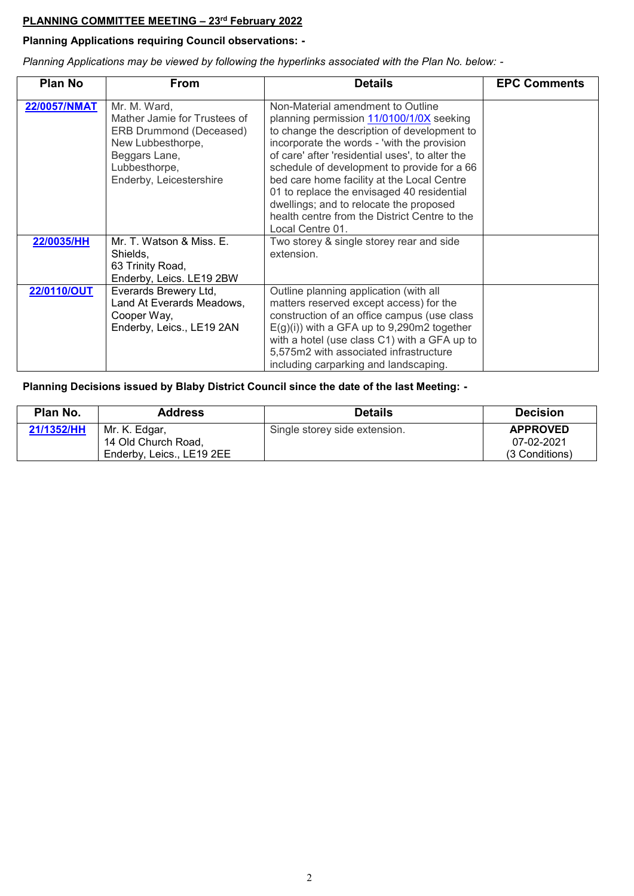**PLANNING COMMITTEE MEETING – 23rd February 2022**

**Planning Applications requiring Council observations: -**

*Planning Applications may be viewed by following the hyperlinks associated with the Plan No. below: -*

| Plan No | From | Details | EPC Comments |
|---|---|---|---|
| **22/0057/NMAT** | Mr. M. Ward, Mather Jamie for Trustees of ERB Drummond (Deceased) New Lubbesthorpe, Beggars Lane, Lubbesthorpe, Enderby, Leicestershire | Non-Material amendment to Outline planning permission 11/0100/1/0X seeking to change the description of development to incorporate the words - 'with the provision of care' after 'residential uses', to alter the schedule of development to provide for a 66 bed care home facility at the Local Centre 01 to replace the envisaged 40 residential dwellings; and to relocate the proposed health centre from the District Centre to the Local Centre 01. | |
| **22/0035/HH** | Mr. T. Watson & Miss. E. Shields, 63 Trinity Road, Enderby, Leics. LE19 2BW | Two storey & single storey rear and side extension. | |
| **22/0110/OUT** | Everards Brewery Ltd, Land At Everards Meadows, Cooper Way, Enderby, Leics., LE19 2AN | Outline planning application (with all matters reserved except access) for the construction of an office campus (use class E(g)(i)) with a GFA up to 9,290m2 together with a hotel (use class C1) with a GFA up to 5,575m2 with associated infrastructure including carparking and landscaping. | |

**Planning Decisions issued by Blaby District Council since the date of the last Meeting: -**

| Plan No. | Address | Details | Decision |
|---|---|---|---|
| **21/1352/HH** | Mr. K. Edgar, 14 Old Church Road, Enderby, Leics., LE19 2EE | Single storey side extension. | **APPROVED** 07-02-2021 (3 Conditions) |